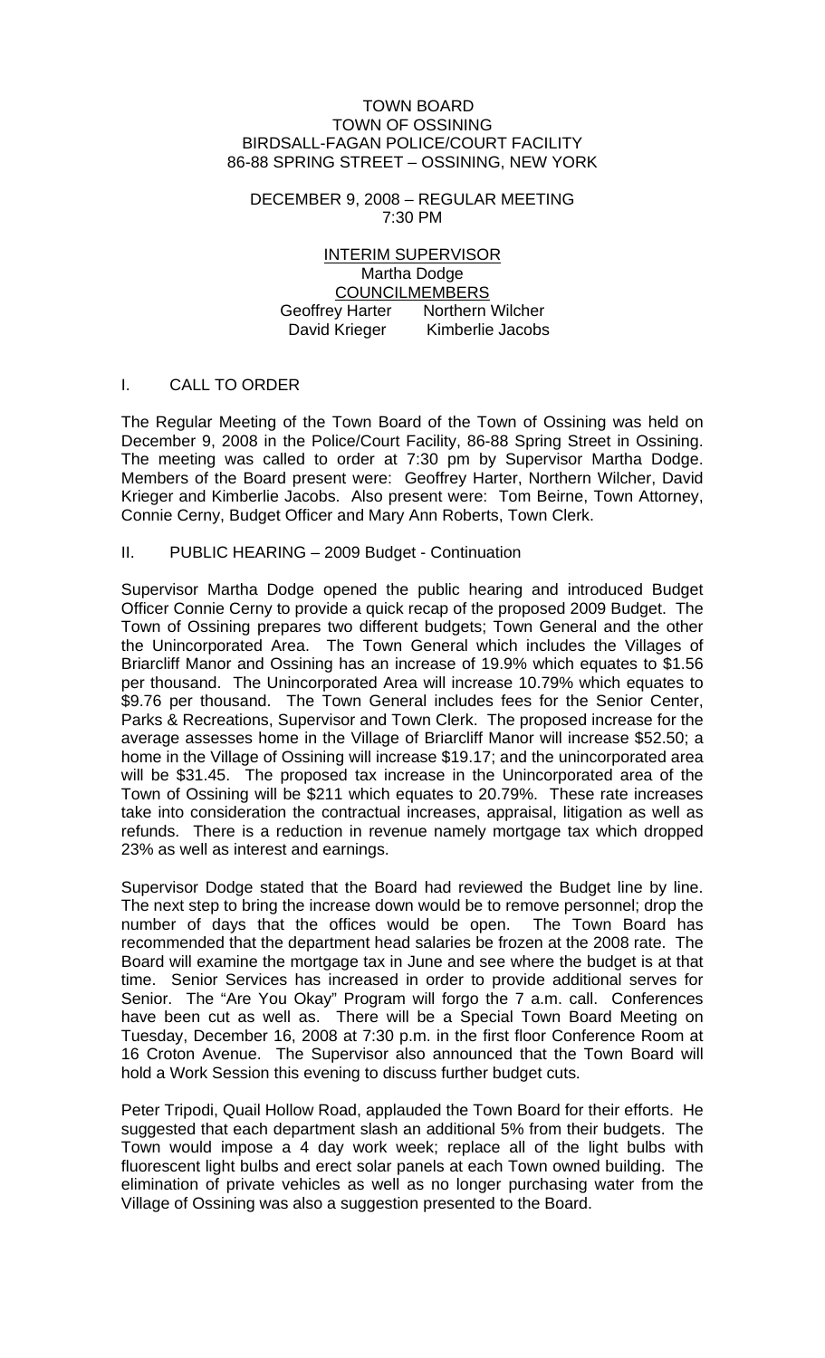TOWN BOARD
TOWN OF OSSINING
BIRDSALL-FAGAN POLICE/COURT FACILITY
86-88 SPRING STREET – OSSINING, NEW YORK

DECEMBER 9, 2008 – REGULAR MEETING
7:30 PM

INTERIM SUPERVISOR
Martha Dodge
COUNCILMEMBERS
Geoffrey Harter Northern Wilcher
David Krieger Kimberlie Jacobs

## I. CALL TO ORDER

The Regular Meeting of the Town Board of the Town of Ossining was held on December 9, 2008 in the Police/Court Facility, 86-88 Spring Street in Ossining. The meeting was called to order at 7:30 pm by Supervisor Martha Dodge. Members of the Board present were: Geoffrey Harter, Northern Wilcher, David Krieger and Kimberlie Jacobs. Also present were: Tom Beirne, Town Attorney, Connie Cerny, Budget Officer and Mary Ann Roberts, Town Clerk.

## II. PUBLIC HEARING – 2009 Budget - Continuation

Supervisor Martha Dodge opened the public hearing and introduced Budget Officer Connie Cerny to provide a quick recap of the proposed 2009 Budget. The Town of Ossining prepares two different budgets; Town General and the other the Unincorporated Area. The Town General which includes the Villages of Briarcliff Manor and Ossining has an increase of 19.9% which equates to $1.56 per thousand. The Unincorporated Area will increase 10.79% which equates to $9.76 per thousand. The Town General includes fees for the Senior Center, Parks & Recreations, Supervisor and Town Clerk. The proposed increase for the average assesses home in the Village of Briarcliff Manor will increase $52.50; a home in the Village of Ossining will increase $19.17; and the unincorporated area will be $31.45. The proposed tax increase in the Unincorporated area of the Town of Ossining will be $211 which equates to 20.79%. These rate increases take into consideration the contractual increases, appraisal, litigation as well as refunds. There is a reduction in revenue namely mortgage tax which dropped 23% as well as interest and earnings.

Supervisor Dodge stated that the Board had reviewed the Budget line by line. The next step to bring the increase down would be to remove personnel; drop the number of days that the offices would be open. The Town Board has recommended that the department head salaries be frozen at the 2008 rate. The Board will examine the mortgage tax in June and see where the budget is at that time. Senior Services has increased in order to provide additional serves for Senior. The "Are You Okay" Program will forgo the 7 a.m. call. Conferences have been cut as well as. There will be a Special Town Board Meeting on Tuesday, December 16, 2008 at 7:30 p.m. in the first floor Conference Room at 16 Croton Avenue. The Supervisor also announced that the Town Board will hold a Work Session this evening to discuss further budget cuts.

Peter Tripodi, Quail Hollow Road, applauded the Town Board for their efforts. He suggested that each department slash an additional 5% from their budgets. The Town would impose a 4 day work week; replace all of the light bulbs with fluorescent light bulbs and erect solar panels at each Town owned building. The elimination of private vehicles as well as no longer purchasing water from the Village of Ossining was also a suggestion presented to the Board.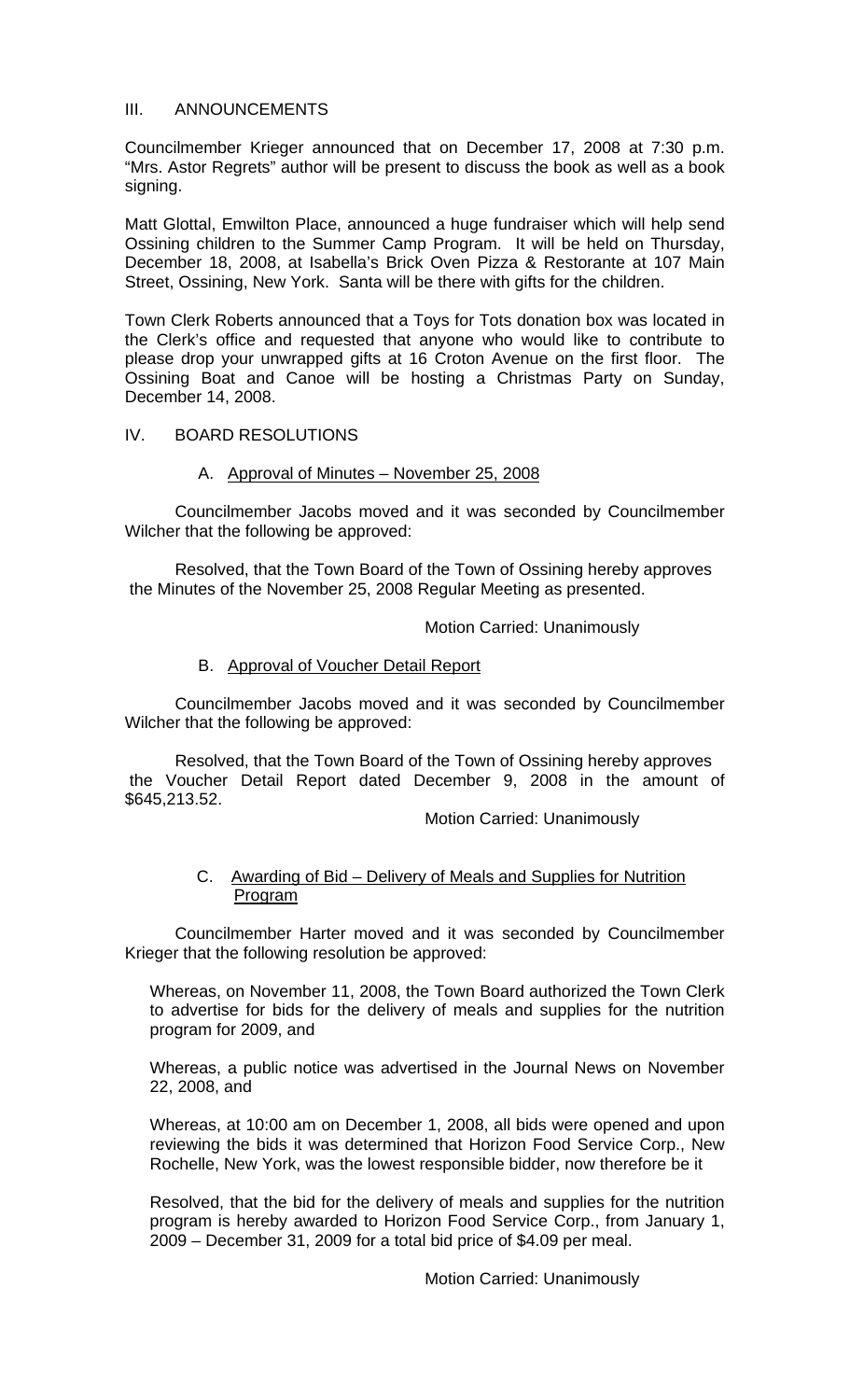## III. ANNOUNCEMENTS

Councilmember Krieger announced that on December 17, 2008 at 7:30 p.m. "Mrs. Astor Regrets" author will be present to discuss the book as well as a book signing.

Matt Glottal, Emwilton Place, announced a huge fundraiser which will help send Ossining children to the Summer Camp Program. It will be held on Thursday, December 18, 2008, at Isabella's Brick Oven Pizza & Restorante at 107 Main Street, Ossining, New York. Santa will be there with gifts for the children.

Town Clerk Roberts announced that a Toys for Tots donation box was located in the Clerk's office and requested that anyone who would like to contribute to please drop your unwrapped gifts at 16 Croton Avenue on the first floor. The Ossining Boat and Canoe will be hosting a Christmas Party on Sunday, December 14, 2008.

## IV. BOARD RESOLUTIONS

### A. Approval of Minutes – November 25, 2008

Councilmember Jacobs moved and it was seconded by Councilmember Wilcher that the following be approved:

Resolved, that the Town Board of the Town of Ossining hereby approves the Minutes of the November 25, 2008 Regular Meeting as presented.

Motion Carried: Unanimously

### B. Approval of Voucher Detail Report

Councilmember Jacobs moved and it was seconded by Councilmember Wilcher that the following be approved:

Resolved, that the Town Board of the Town of Ossining hereby approves the Voucher Detail Report dated December 9, 2008 in the amount of $645,213.52.

Motion Carried: Unanimously

### C. Awarding of Bid – Delivery of Meals and Supplies for Nutrition Program

Councilmember Harter moved and it was seconded by Councilmember Krieger that the following resolution be approved:

Whereas, on November 11, 2008, the Town Board authorized the Town Clerk to advertise for bids for the delivery of meals and supplies for the nutrition program for 2009, and

Whereas, a public notice was advertised in the Journal News on November 22, 2008, and

Whereas, at 10:00 am on December 1, 2008, all bids were opened and upon reviewing the bids it was determined that Horizon Food Service Corp., New Rochelle, New York, was the lowest responsible bidder, now therefore be it

Resolved, that the bid for the delivery of meals and supplies for the nutrition program is hereby awarded to Horizon Food Service Corp., from January 1, 2009 – December 31, 2009 for a total bid price of $4.09 per meal.

Motion Carried: Unanimously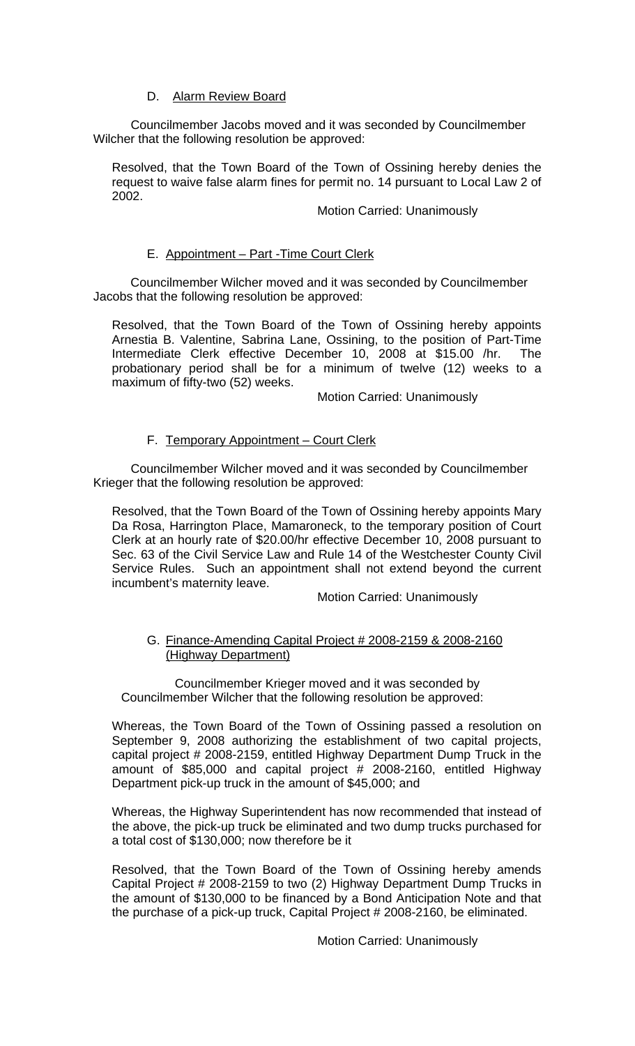### D. Alarm Review Board

Councilmember Jacobs moved and it was seconded by Councilmember Wilcher that the following resolution be approved:

Resolved, that the Town Board of the Town of Ossining hereby denies the request to waive false alarm fines for permit no. 14 pursuant to Local Law 2 of 2002.

Motion Carried: Unanimously

### E. Appointment – Part -Time Court Clerk

Councilmember Wilcher moved and it was seconded by Councilmember Jacobs that the following resolution be approved:

Resolved, that the Town Board of the Town of Ossining hereby appoints Arnestia B. Valentine, Sabrina Lane, Ossining, to the position of Part-Time Intermediate Clerk effective December 10, 2008 at $15.00 /hr. The probationary period shall be for a minimum of twelve (12) weeks to a maximum of fifty-two (52) weeks.

Motion Carried: Unanimously

### F. Temporary Appointment – Court Clerk

Councilmember Wilcher moved and it was seconded by Councilmember Krieger that the following resolution be approved:

Resolved, that the Town Board of the Town of Ossining hereby appoints Mary Da Rosa, Harrington Place, Mamaroneck, to the temporary position of Court Clerk at an hourly rate of $20.00/hr effective December 10, 2008 pursuant to Sec. 63 of the Civil Service Law and Rule 14 of the Westchester County Civil Service Rules. Such an appointment shall not extend beyond the current incumbent's maternity leave.

Motion Carried: Unanimously

### G. Finance-Amending Capital Project # 2008-2159 & 2008-2160 (Highway Department)

Councilmember Krieger moved and it was seconded by Councilmember Wilcher that the following resolution be approved:

Whereas, the Town Board of the Town of Ossining passed a resolution on September 9, 2008 authorizing the establishment of two capital projects, capital project # 2008-2159, entitled Highway Department Dump Truck in the amount of $85,000 and capital project # 2008-2160, entitled Highway Department pick-up truck in the amount of $45,000; and

Whereas, the Highway Superintendent has now recommended that instead of the above, the pick-up truck be eliminated and two dump trucks purchased for a total cost of $130,000; now therefore be it

Resolved, that the Town Board of the Town of Ossining hereby amends Capital Project # 2008-2159 to two (2) Highway Department Dump Trucks in the amount of $130,000 to be financed by a Bond Anticipation Note and that the purchase of a pick-up truck, Capital Project # 2008-2160, be eliminated.

Motion Carried: Unanimously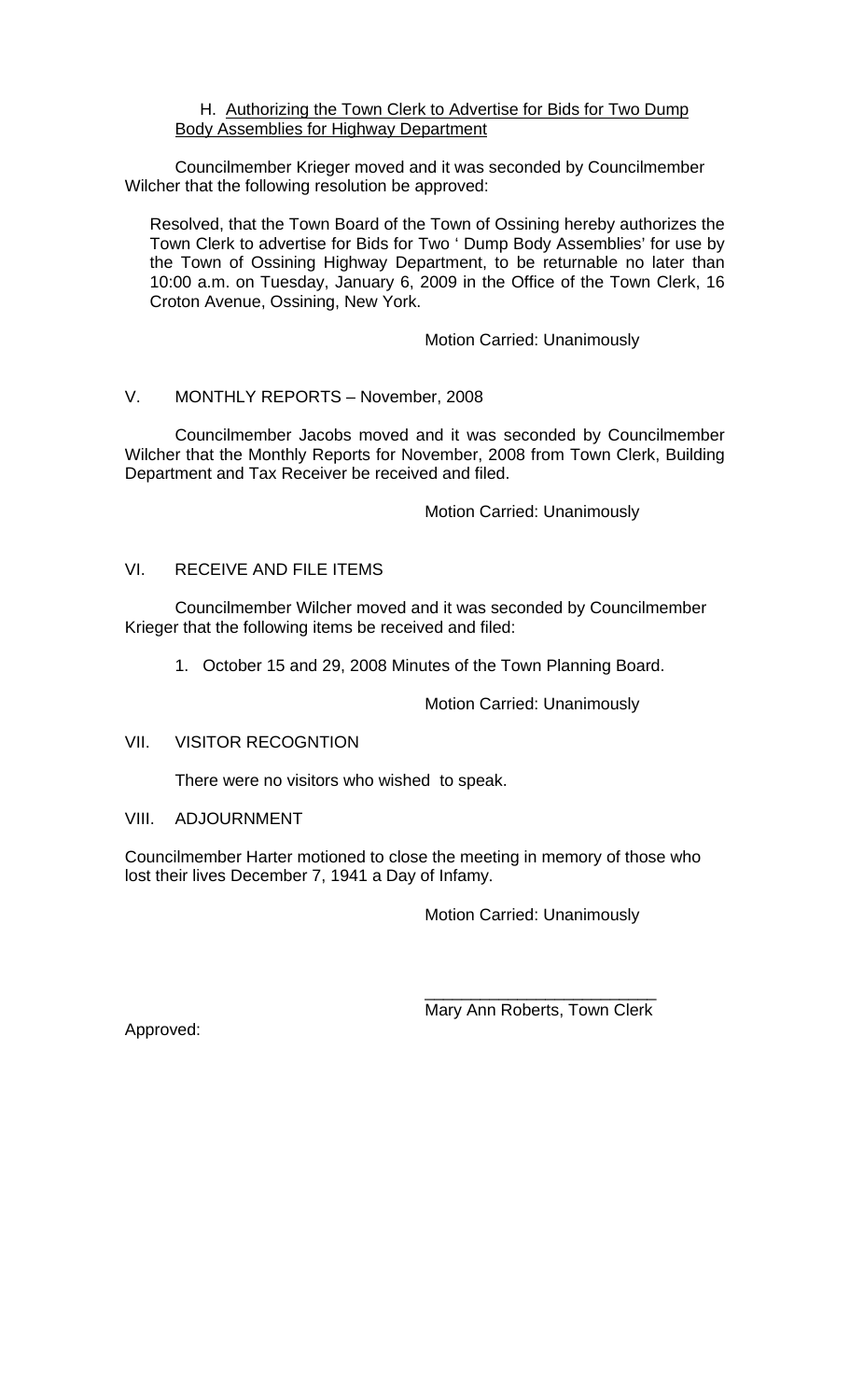H. Authorizing the Town Clerk to Advertise for Bids for Two Dump Body Assemblies for Highway Department

Councilmember Krieger moved and it was seconded by Councilmember Wilcher that the following resolution be approved:

> Resolved, that the Town Board of the Town of Ossining hereby authorizes the Town Clerk to advertise for Bids for Two ' Dump Body Assemblies' for use by the Town of Ossining Highway Department, to be returnable no later than 10:00 a.m. on Tuesday, January 6, 2009 in the Office of the Town Clerk, 16 Croton Avenue, Ossining, New York.

Motion Carried: Unanimously

## V. MONTHLY REPORTS – November, 2008

Councilmember Jacobs moved and it was seconded by Councilmember Wilcher that the Monthly Reports for November, 2008 from Town Clerk, Building Department and Tax Receiver be received and filed.

Motion Carried: Unanimously

## VI. RECEIVE AND FILE ITEMS

Councilmember Wilcher moved and it was seconded by Councilmember Krieger that the following items be received and filed:

1. October 15 and 29, 2008 Minutes of the Town Planning Board.

Motion Carried: Unanimously

## VII. VISITOR RECOGNTION

There were no visitors who wished to speak.

## VIII. ADJOURNMENT

Councilmember Harter motioned to close the meeting in memory of those who lost their lives December 7, 1941 a Day of Infamy.

Motion Carried: Unanimously

\_\_\_\_\_\_\_\_\_\_\_\_\_\_\_\_\_\_\_\_\_\_\_\_\_

Mary Ann Roberts, Town Clerk

Approved: